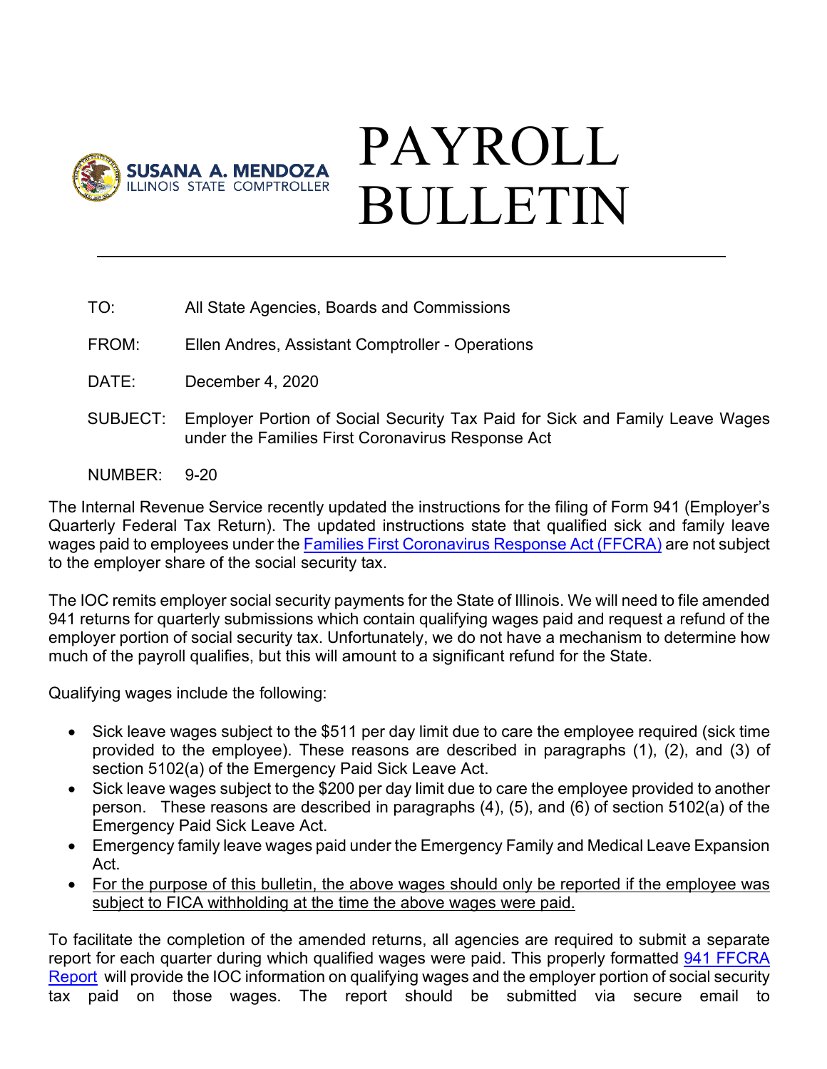SUSANA A. MENDOZA
ILLINOIS STATE COMPTROLLER

# PAYROLL BULLETIN

---

TO: All State Agencies, Boards and Commissions

FROM: Ellen Andres, Assistant Comptroller - Operations

DATE: December 4, 2020

SUBJECT: Employer Portion of Social Security Tax Paid for Sick and Family Leave Wages under the Families First Coronavirus Response Act

NUMBER: 9-20

The Internal Revenue Service recently updated the instructions for the filing of Form 941 (Employer's Quarterly Federal Tax Return). The updated instructions state that qualified sick and family leave wages paid to employees under the Families First Coronavirus Response Act (FFCRA) are not subject to the employer share of the social security tax.

The IOC remits employer social security payments for the State of Illinois. We will need to file amended 941 returns for quarterly submissions which contain qualifying wages paid and request a refund of the employer portion of social security tax. Unfortunately, we do not have a mechanism to determine how much of the payroll qualifies, but this will amount to a significant refund for the State.

Qualifying wages include the following:

- Sick leave wages subject to the $511 per day limit due to care the employee required (sick time provided to the employee). These reasons are described in paragraphs (1), (2), and (3) of section 5102(a) of the Emergency Paid Sick Leave Act.
- Sick leave wages subject to the $200 per day limit due to care the employee provided to another person. These reasons are described in paragraphs (4), (5), and (6) of section 5102(a) of the Emergency Paid Sick Leave Act.
- Emergency family leave wages paid under the Emergency Family and Medical Leave Expansion Act.
- <u>For the purpose of this bulletin, the above wages should only be reported if the employee was subject to FICA withholding at the time the above wages were paid.</u>

To facilitate the completion of the amended returns, all agencies are required to submit a separate report for each quarter during which qualified wages were paid. This properly formatted 941 FFCRA Report will provide the IOC information on qualifying wages and the employer portion of social security tax paid on those wages. The report should be submitted via secure email to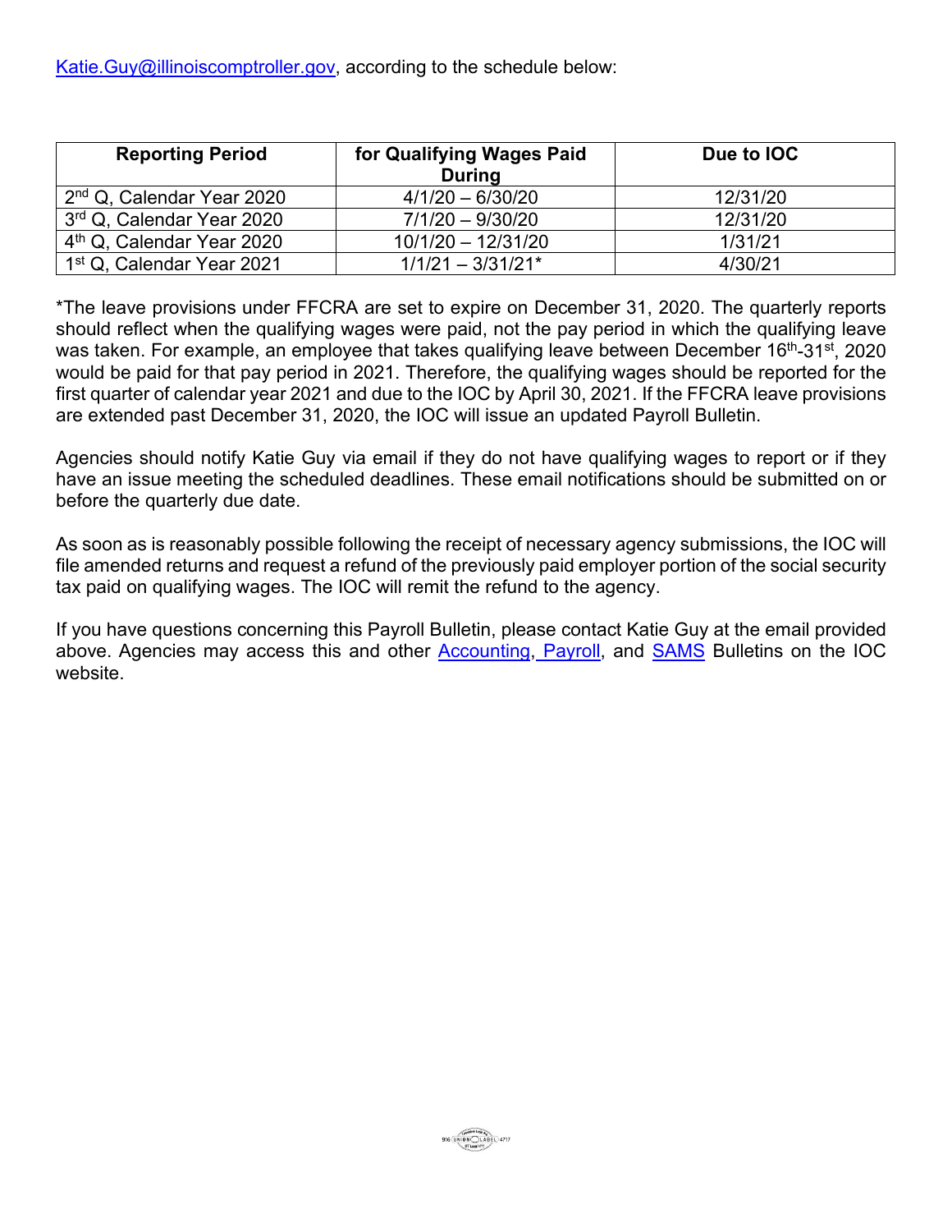Katie.Guy@illinoiscomptroller.gov, according to the schedule below:

| Reporting Period | for Qualifying Wages Paid During | Due to IOC |
|---|---|---|
| 2nd Q, Calendar Year 2020 | 4/1/20 – 6/30/20 | 12/31/20 |
| 3rd Q, Calendar Year 2020 | 7/1/20 – 9/30/20 | 12/31/20 |
| 4th Q, Calendar Year 2020 | 10/1/20 – 12/31/20 | 1/31/21 |
| 1st Q, Calendar Year 2021 | 1/1/21 – 3/31/21* | 4/30/21 |

*The leave provisions under FFCRA are set to expire on December 31, 2020. The quarterly reports should reflect when the qualifying wages were paid, not the pay period in which the qualifying leave was taken. For example, an employee that takes qualifying leave between December 16th-31st, 2020 would be paid for that pay period in 2021. Therefore, the qualifying wages should be reported for the first quarter of calendar year 2021 and due to the IOC by April 30, 2021. If the FFCRA leave provisions are extended past December 31, 2020, the IOC will issue an updated Payroll Bulletin.

Agencies should notify Katie Guy via email if they do not have qualifying wages to report or if they have an issue meeting the scheduled deadlines. These email notifications should be submitted on or before the quarterly due date.

As soon as is reasonably possible following the receipt of necessary agency submissions, the IOC will file amended returns and request a refund of the previously paid employer portion of the social security tax paid on qualifying wages. The IOC will remit the refund to the agency.

If you have questions concerning this Payroll Bulletin, please contact Katie Guy at the email provided above. Agencies may access this and other Accounting, Payroll, and SAMS Bulletins on the IOC website.